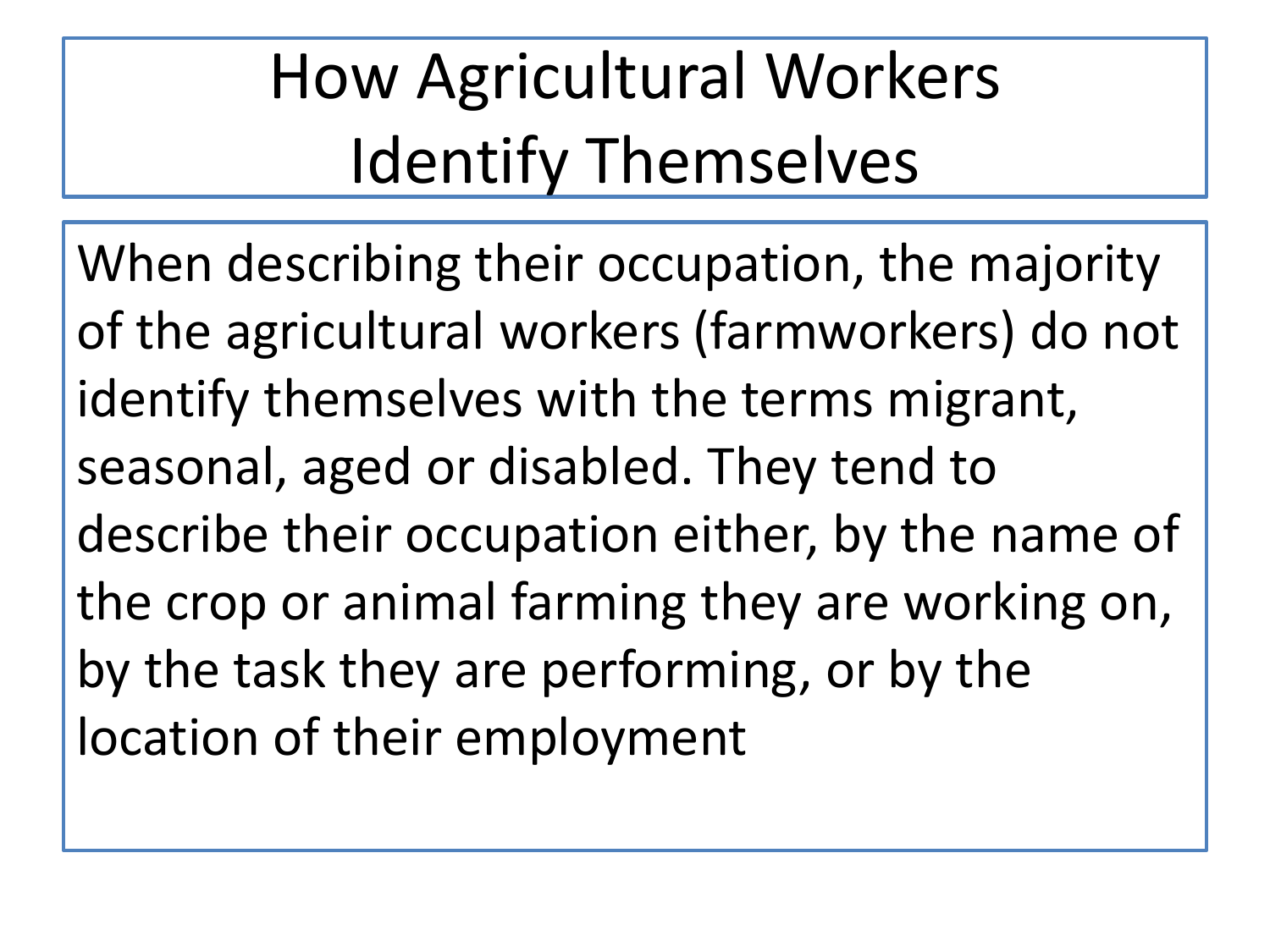# How Agricultural Workers Identify Themselves

When describing their occupation, the majority of the agricultural workers (farmworkers) do not identify themselves with the terms migrant, seasonal, aged or disabled. They tend to describe their occupation either, by the name of the crop or animal farming they are working on, by the task they are performing, or by the location of their employment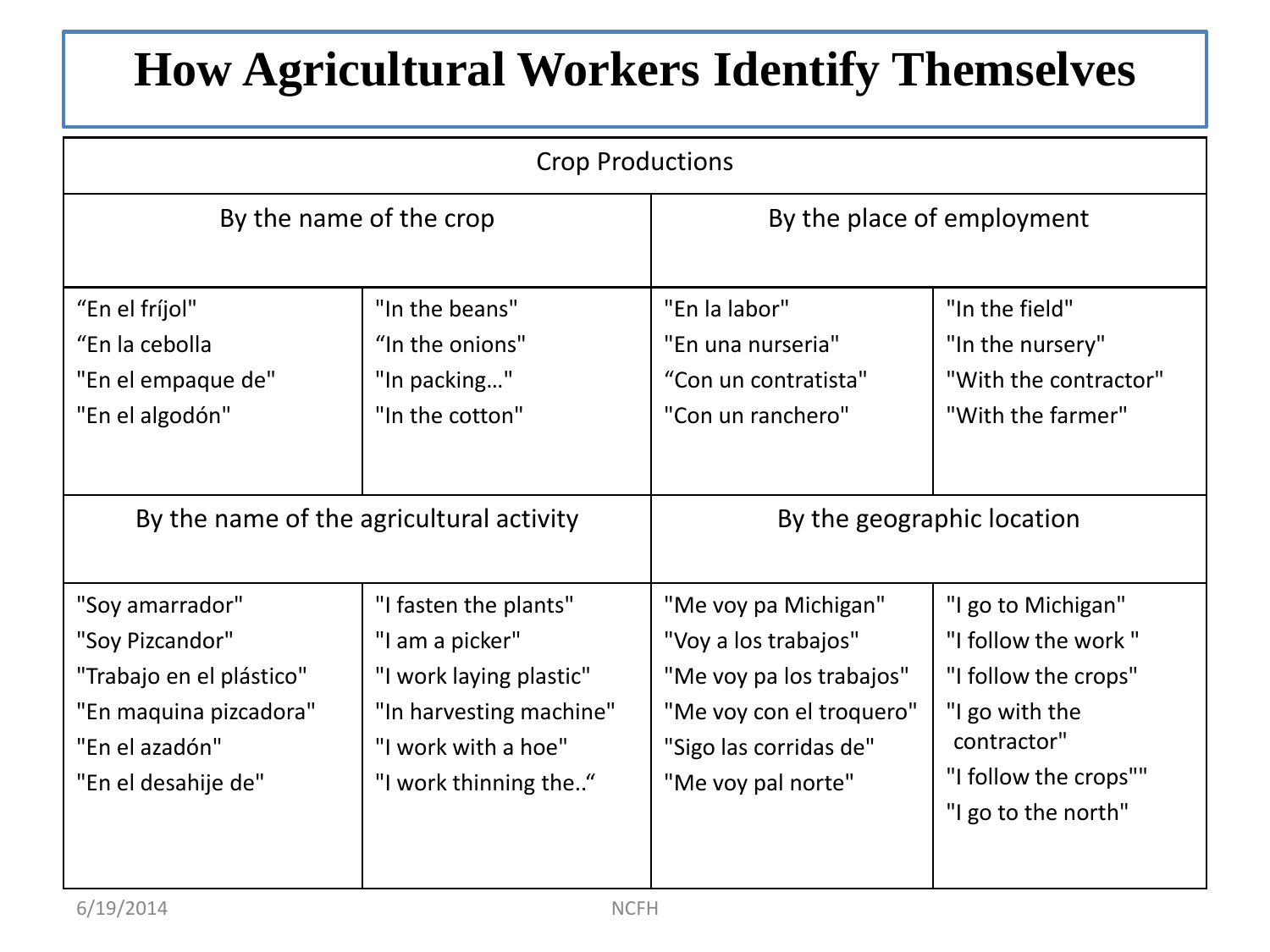# How Agricultural Workers Identify Themselves

| Crop Productions | | | |
|---|---|---|---|
| **By the name of the crop** | | **By the place of employment** | |
| "En el fríjol"<br>"En la cebolla<br>"En el empaque de"<br>"En el algodón" | "In the beans"<br>"In the onions"<br>"In packing…"<br>"In the cotton" | "En la labor"<br>"En una nurseria"<br>"Con un contratista"<br>"Con un ranchero" | "In the field"<br>"In the nursery"<br>"With the contractor"<br>"With the farmer" |
| **By the name of the agricultural activity** | | **By the geographic location** | |
| "Soy amarrador"<br>"Soy Pizcandor"<br>"Trabajo en el plástico"<br>"En maquina pizcadora"<br>"En el azadón"<br>"En el desahije de" | "I fasten the plants"<br>"I am a picker"<br>"I work laying plastic"<br>"In harvesting machine"<br>"I work with a hoe"<br>"I work thinning the..." | "Me voy pa Michigan"<br>"Voy a los trabajos"<br>"Me voy pa los trabajos"<br>"Me voy con el troquero"<br>"Sigo las corridas de"<br>"Me voy pal norte" | "I go to Michigan"<br>"I follow the work "<br>"I follow the crops"<br>"I go with the contractor"<br>"I follow the crops""<br>"I go to the north" |

6/19/2014 NCFH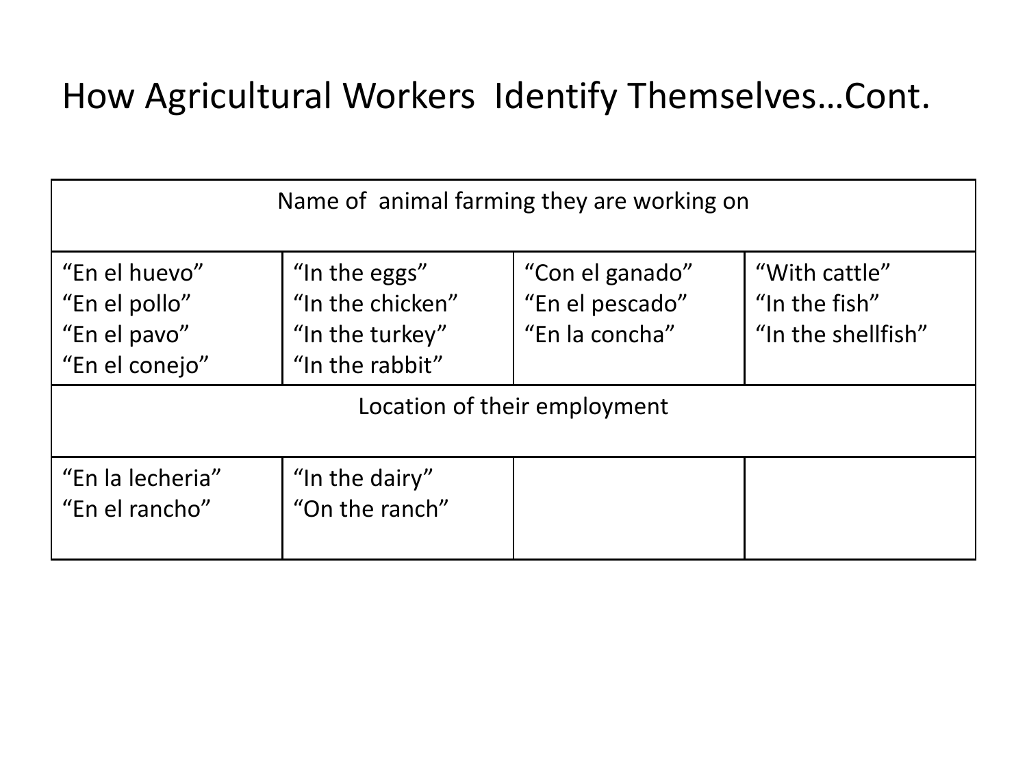# How Agricultural Workers Identify Themselves…Cont.

| | | | |
|---|---|---|---|
| Name of animal farming they are working on | | | |
| “En el huevo”<br>“En el pollo”<br>“En el pavo”<br>“En el conejo” | “In the eggs”<br>“In the chicken”<br>“In the turkey”<br>“In the rabbit” | “Con el ganado”<br>“En el pescado”<br>“En la concha” | “With cattle”<br>“In the fish”<br>“In the shellfish” |
| Location of their employment | | | |
| “En la lecheria”<br>“En el rancho” | “In the dairy”<br>“On the ranch” | | |